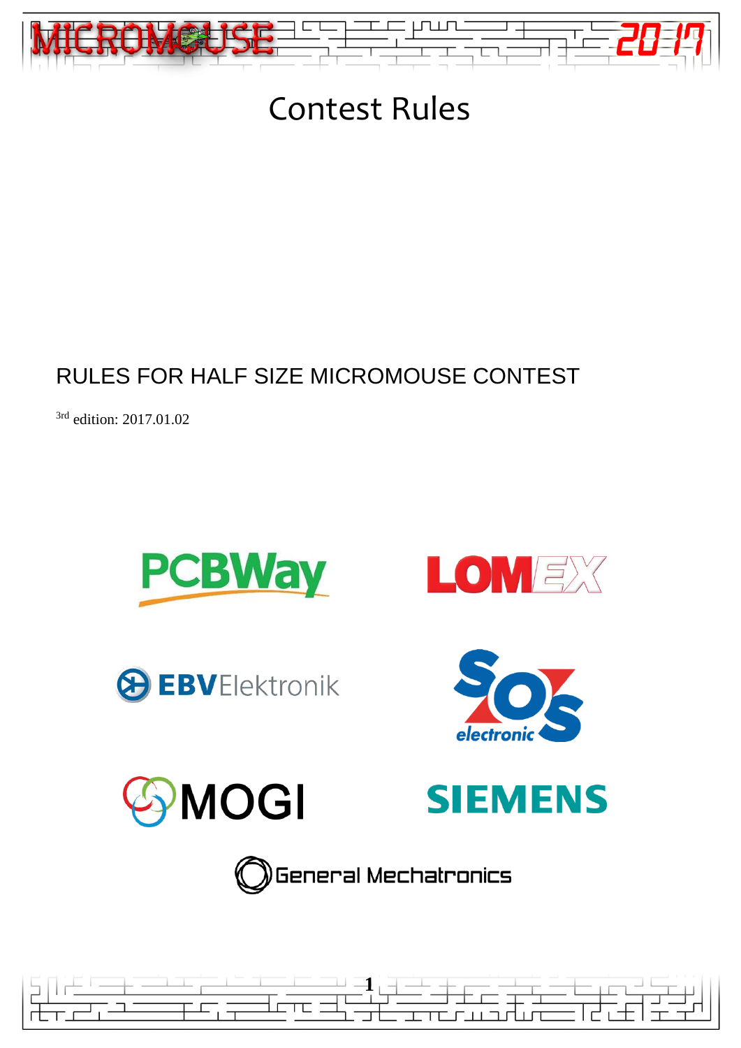# Contest Rules

## RULES FOR HALF SIZE MICROMOUSE CONTEST

3rd edition: 2017.01.02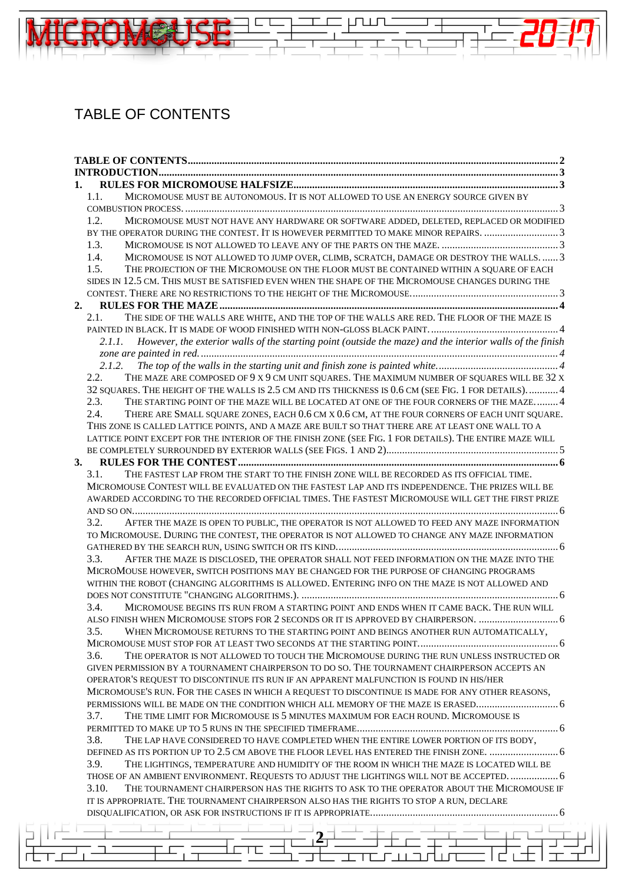# TABLE OF CONTENTS

**TABLE OF CONTENTS** .......... 2
**INTRODUCTION** .......... 3
**1. RULES FOR MICROMOUSE HALFSIZE** .......... 3
- 1.1. MICROMOUSE MUST BE AUTONOMOUS. IT IS NOT ALLOWED TO USE AN ENERGY SOURCE GIVEN BY COMBUSTION PROCESS. .......... 3
- 1.2. MICROMOUSE MUST NOT HAVE ANY HARDWARE OR SOFTWARE ADDED, DELETED, REPLACED OR MODIFIED BY THE OPERATOR DURING THE CONTEST. IT IS HOWEVER PERMITTED TO MAKE MINOR REPAIRS. .......... 3
- 1.3. MICROMOUSE IS NOT ALLOWED TO LEAVE ANY OF THE PARTS ON THE MAZE. .......... 3
- 1.4. MICROMOUSE IS NOT ALLOWED TO JUMP OVER, CLIMB, SCRATCH, DAMAGE OR DESTROY THE WALLS. .......... 3
- 1.5. THE PROJECTION OF THE MICROMOUSE ON THE FLOOR MUST BE CONTAINED WITHIN A SQUARE OF EACH SIDES IN 12.5 CM. THIS MUST BE SATISFIED EVEN WHEN THE SHAPE OF THE MICROMOUSE CHANGES DURING THE CONTEST. THERE ARE NO RESTRICTIONS TO THE HEIGHT OF THE MICROMOUSE. .......... 3

**2. RULES FOR THE MAZE** .......... 4
- 2.1. THE SIDE OF THE WALLS ARE WHITE, AND THE TOP OF THE WALLS ARE RED. THE FLOOR OF THE MAZE IS PAINTED IN BLACK. IT IS MADE OF WOOD FINISHED WITH NON-GLOSS BLACK PAINT. .......... 4
  - *2.1.1. However, the exterior walls of the starting point (outside the maze) and the interior walls of the finish zone are painted in red.* .......... 4
  - *2.1.2. The top of the walls in the starting unit and finish zone is painted white.* .......... 4
- 2.2. THE MAZE ARE COMPOSED OF 9 X 9 CM UNIT SQUARES. THE MAXIMUM NUMBER OF SQUARES WILL BE 32 X 32 SQUARES. THE HEIGHT OF THE WALLS IS 2.5 CM AND ITS THICKNESS IS 0.6 CM (SEE FIG. 1 FOR DETAILS). .......... 4
- 2.3. THE STARTING POINT OF THE MAZE WILL BE LOCATED AT ONE OF THE FOUR CORNERS OF THE MAZE. .......... 4
- 2.4. THERE ARE SMALL SQUARE ZONES, EACH 0.6 CM X 0.6 CM, AT THE FOUR CORNERS OF EACH UNIT SQUARE. THIS ZONE IS CALLED LATTICE POINTS, AND A MAZE ARE BUILT SO THAT THERE ARE AT LEAST ONE WALL TO A LATTICE POINT EXCEPT FOR THE INTERIOR OF THE FINISH ZONE (SEE FIG. 1 FOR DETAILS). THE ENTIRE MAZE WILL BE COMPLETELY SURROUNDED BY EXTERIOR WALLS (SEE FIGS. 1 AND 2). .......... 5

**3. RULES FOR THE CONTEST** .......... 6
- 3.1. THE FASTEST LAP FROM THE START TO THE FINISH ZONE WILL BE RECORDED AS ITS OFFICIAL TIME. MICROMOUSE CONTEST WILL BE EVALUATED ON THE FASTEST LAP AND ITS INDEPENDENCE. THE PRIZES WILL BE AWARDED ACCORDING TO THE RECORDED OFFICIAL TIMES. THE FASTEST MICROMOUSE WILL GET THE FIRST PRIZE AND SO ON. .......... 6
- 3.2. AFTER THE MAZE IS OPEN TO PUBLIC, THE OPERATOR IS NOT ALLOWED TO FEED ANY MAZE INFORMATION TO MICROMOUSE. DURING THE CONTEST, THE OPERATOR IS NOT ALLOWED TO CHANGE ANY MAZE INFORMATION GATHERED BY THE SEARCH RUN, USING SWITCH OR ITS KIND. .......... 6
- 3.3. AFTER THE MAZE IS DISCLOSED, THE OPERATOR SHALL NOT FEED INFORMATION ON THE MAZE INTO THE MICROMOUSE HOWEVER, SWITCH POSITIONS MAY BE CHANGED FOR THE PURPOSE OF CHANGING PROGRAMS WITHIN THE ROBOT (CHANGING ALGORITHMS IS ALLOWED. ENTERING INFO ON THE MAZE IS NOT ALLOWED AND DOES NOT CONSTITUTE "CHANGING ALGORITHMS.). .......... 6
- 3.4. MICROMOUSE BEGINS ITS RUN FROM A STARTING POINT AND ENDS WHEN IT CAME BACK. THE RUN WILL ALSO FINISH WHEN MICROMOUSE STOPS FOR 2 SECONDS OR IT IS APPROVED BY CHAIRPERSON. .......... 6
- 3.5. WHEN MICROMOUSE RETURNS TO THE STARTING POINT AND BEINGS ANOTHER RUN AUTOMATICALLY, MICROMOUSE MUST STOP FOR AT LEAST TWO SECONDS AT THE STARTING POINT. .......... 6
- 3.6. THE OPERATOR IS NOT ALLOWED TO TOUCH THE MICROMOUSE DURING THE RUN UNLESS INSTRUCTED OR GIVEN PERMISSION BY A TOURNAMENT CHAIRPERSON TO DO SO. THE TOURNAMENT CHAIRPERSON ACCEPTS AN OPERATOR'S REQUEST TO DISCONTINUE ITS RUN IF AN APPARENT MALFUNCTION IS FOUND IN HIS/HER MICROMOUSE'S RUN. FOR THE CASES IN WHICH A REQUEST TO DISCONTINUE IS MADE FOR ANY OTHER REASONS, PERMISSIONS WILL BE MADE ON THE CONDITION WHICH ALL MEMORY OF THE MAZE IS ERASED. .......... 6
- 3.7. THE TIME LIMIT FOR MICROMOUSE IS 5 MINUTES MAXIMUM FOR EACH ROUND. MICROMOUSE IS PERMITTED TO MAKE UP TO 5 RUNS IN THE SPECIFIED TIMEFRAME. .......... 6
- 3.8. THE LAP HAVE CONSIDERED TO HAVE COMPLETED WHEN THE ENTIRE LOWER PORTION OF ITS BODY, DEFINED AS ITS PORTION UP TO 2.5 CM ABOVE THE FLOOR LEVEL HAS ENTERED THE FINISH ZONE. .......... 6
- 3.9. THE LIGHTINGS, TEMPERATURE AND HUMIDITY OF THE ROOM IN WHICH THE MAZE IS LOCATED WILL BE THOSE OF AN AMBIENT ENVIRONMENT. REQUESTS TO ADJUST THE LIGHTINGS WILL NOT BE ACCEPTED. .......... 6
- 3.10. THE TOURNAMENT CHAIRPERSON HAS THE RIGHTS TO ASK TO THE OPERATOR ABOUT THE MICROMOUSE IF IT IS APPROPRIATE. THE TOURNAMENT CHAIRPERSON ALSO HAS THE RIGHTS TO STOP A RUN, DECLARE DISQUALIFICATION, OR ASK FOR INSTRUCTIONS IF IT IS APPROPRIATE. .......... 6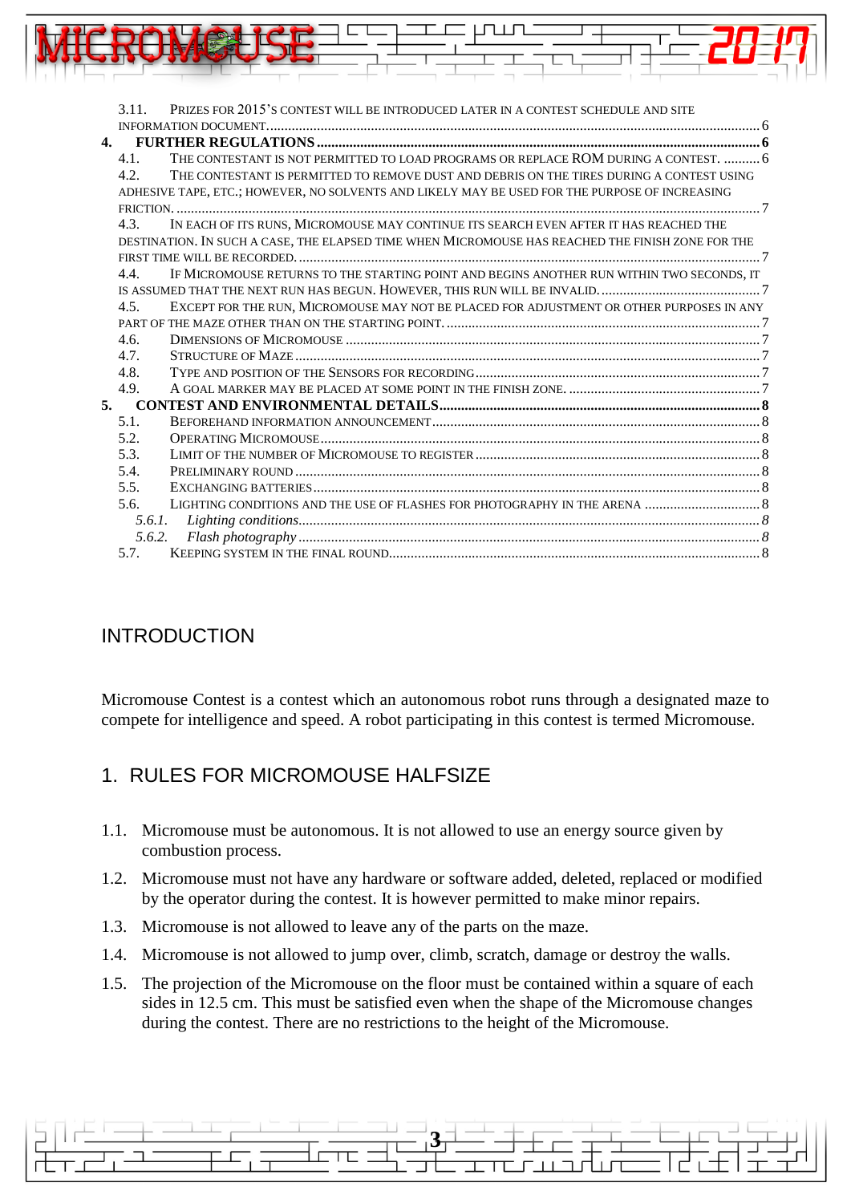3.11. PRIZES FOR 2015'S CONTEST WILL BE INTRODUCED LATER IN A CONTEST SCHEDULE AND SITE INFORMATION DOCUMENT. ........ 6

**4. FURTHER REGULATIONS ........ 6**

4.1. THE CONTESTANT IS NOT PERMITTED TO LOAD PROGRAMS OR REPLACE ROM DURING A CONTEST. ........ 6

4.2. THE CONTESTANT IS PERMITTED TO REMOVE DUST AND DEBRIS ON THE TIRES DURING A CONTEST USING ADHESIVE TAPE, ETC.; HOWEVER, NO SOLVENTS AND LIKELY MAY BE USED FOR THE PURPOSE OF INCREASING FRICTION. ........ 7

4.3. IN EACH OF ITS RUNS, MICROMOUSE MAY CONTINUE ITS SEARCH EVEN AFTER IT HAS REACHED THE DESTINATION. IN SUCH A CASE, THE ELAPSED TIME WHEN MICROMOUSE HAS REACHED THE FINISH ZONE FOR THE FIRST TIME WILL BE RECORDED. ........ 7

4.4. IF MICROMOUSE RETURNS TO THE STARTING POINT AND BEGINS ANOTHER RUN WITHIN TWO SECONDS, IT IS ASSUMED THAT THE NEXT RUN HAS BEGUN. HOWEVER, THIS RUN WILL BE INVALID. ........ 7

4.5. EXCEPT FOR THE RUN, MICROMOUSE MAY NOT BE PLACED FOR ADJUSTMENT OR OTHER PURPOSES IN ANY PART OF THE MAZE OTHER THAN ON THE STARTING POINT. ........ 7

4.6. DIMENSIONS OF MICROMOUSE ........ 7

4.7. STRUCTURE OF MAZE ........ 7

4.8. TYPE AND POSITION OF THE SENSORS FOR RECORDING ........ 7

4.9. A GOAL MARKER MAY BE PLACED AT SOME POINT IN THE FINISH ZONE. ........ 7

**5. CONTEST AND ENVIRONMENTAL DETAILS ........ 8**

5.1. BEFOREHAND INFORMATION ANNOUNCEMENT ........ 8

5.2. OPERATING MICROMOUSE ........ 8

5.3. LIMIT OF THE NUMBER OF MICROMOUSE TO REGISTER ........ 8

5.4. PRELIMINARY ROUND ........ 8

5.5. EXCHANGING BATTERIES ........ 8

5.6. LIGHTING CONDITIONS AND THE USE OF FLASHES FOR PHOTOGRAPHY IN THE ARENA ........ 8

*5.6.1. Lighting conditions ........ 8*

*5.6.2. Flash photography ........ 8*

5.7. KEEPING SYSTEM IN THE FINAL ROUND ........ 8

# INTRODUCTION

Micromouse Contest is a contest which an autonomous robot runs through a designated maze to compete for intelligence and speed. A robot participating in this contest is termed Micromouse.

# 1. RULES FOR MICROMOUSE HALFSIZE

1.1. Micromouse must be autonomous. It is not allowed to use an energy source given by combustion process.

1.2. Micromouse must not have any hardware or software added, deleted, replaced or modified by the operator during the contest. It is however permitted to make minor repairs.

1.3. Micromouse is not allowed to leave any of the parts on the maze.

1.4. Micromouse is not allowed to jump over, climb, scratch, damage or destroy the walls.

1.5. The projection of the Micromouse on the floor must be contained within a square of each sides in 12.5 cm. This must be satisfied even when the shape of the Micromouse changes during the contest. There are no restrictions to the height of the Micromouse.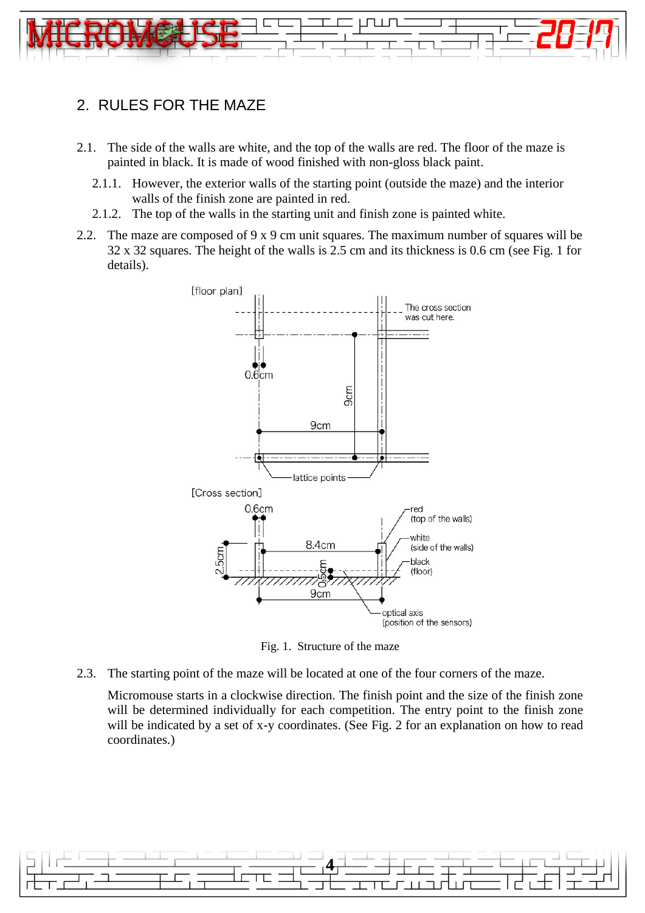## 2. RULES FOR THE MAZE

2.1. The side of the walls are white, and the top of the walls are red. The floor of the maze is painted in black. It is made of wood finished with non-gloss black paint.

2.1.1. However, the exterior walls of the starting point (outside the maze) and the interior walls of the finish zone are painted in red.

2.1.2. The top of the walls in the starting unit and finish zone is painted white.

2.2. The maze are composed of 9 x 9 cm unit squares. The maximum number of squares will be 32 x 32 squares. The height of the walls is 2.5 cm and its thickness is 0.6 cm (see Fig. 1 for details).

Fig. 1. Structure of the maze

2.3. The starting point of the maze will be located at one of the four corners of the maze.

Micromouse starts in a clockwise direction. The finish point and the size of the finish zone will be determined individually for each competition. The entry point to the finish zone will be indicated by a set of x-y coordinates. (See Fig. 2 for an explanation on how to read coordinates.)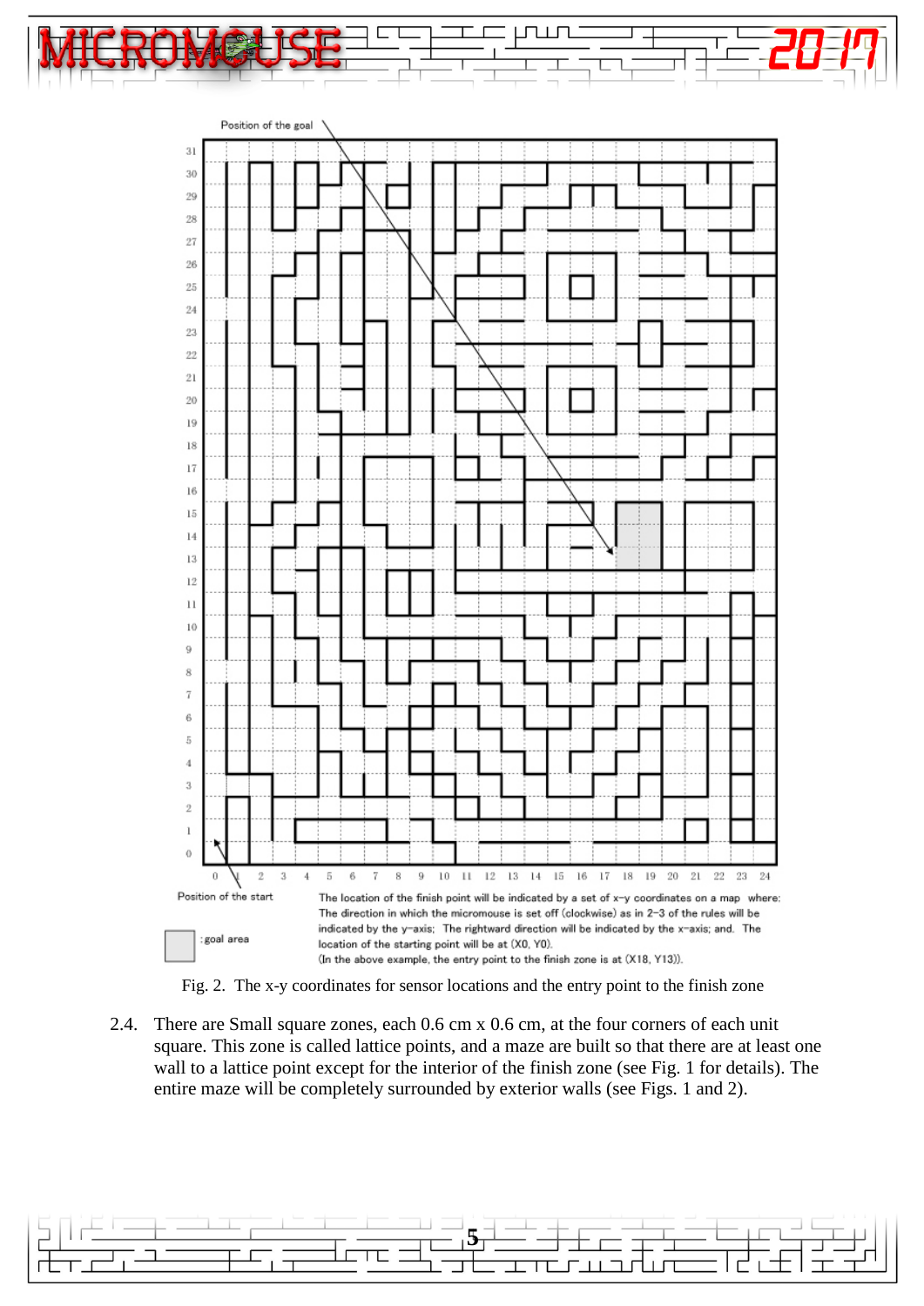Position of the goal

Position of the start

: goal area

The location of the finish point will be indicated by a set of x-y coordinates on a map where: The direction in which the micromouse is set off (clockwise) as in 2-3 of the rules will be indicated by the y-axis; The rightward direction will be indicated by the x-axis; and. The location of the starting point will be at (X0, Y0).
(In the above example, the entry point to the finish zone is at (X18, Y13)).

Fig. 2. The x-y coordinates for sensor locations and the entry point to the finish zone

2.4. There are Small square zones, each 0.6 cm x 0.6 cm, at the four corners of each unit square. This zone is called lattice points, and a maze are built so that there are at least one wall to a lattice point except for the interior of the finish zone (see Fig. 1 for details). The entire maze will be completely surrounded by exterior walls (see Figs. 1 and 2).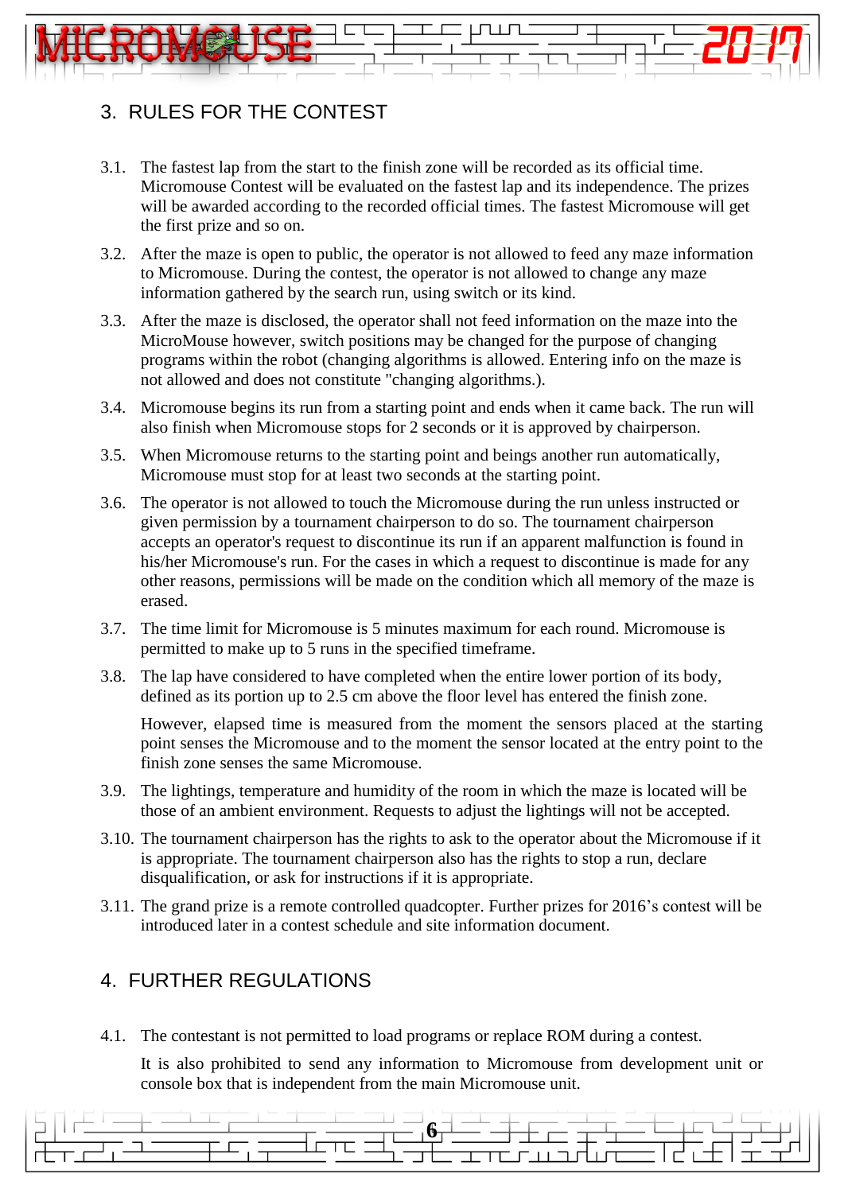## 3. RULES FOR THE CONTEST

3.1. The fastest lap from the start to the finish zone will be recorded as its official time. Micromouse Contest will be evaluated on the fastest lap and its independence. The prizes will be awarded according to the recorded official times. The fastest Micromouse will get the first prize and so on.

3.2. After the maze is open to public, the operator is not allowed to feed any maze information to Micromouse. During the contest, the operator is not allowed to change any maze information gathered by the search run, using switch or its kind.

3.3. After the maze is disclosed, the operator shall not feed information on the maze into the MicroMouse however, switch positions may be changed for the purpose of changing programs within the robot (changing algorithms is allowed. Entering info on the maze is not allowed and does not constitute "changing algorithms.).

3.4. Micromouse begins its run from a starting point and ends when it came back. The run will also finish when Micromouse stops for 2 seconds or it is approved by chairperson.

3.5. When Micromouse returns to the starting point and beings another run automatically, Micromouse must stop for at least two seconds at the starting point.

3.6. The operator is not allowed to touch the Micromouse during the run unless instructed or given permission by a tournament chairperson to do so. The tournament chairperson accepts an operator's request to discontinue its run if an apparent malfunction is found in his/her Micromouse's run. For the cases in which a request to discontinue is made for any other reasons, permissions will be made on the condition which all memory of the maze is erased.

3.7. The time limit for Micromouse is 5 minutes maximum for each round. Micromouse is permitted to make up to 5 runs in the specified timeframe.

3.8. The lap have considered to have completed when the entire lower portion of its body, defined as its portion up to 2.5 cm above the floor level has entered the finish zone.

However, elapsed time is measured from the moment the sensors placed at the starting point senses the Micromouse and to the moment the sensor located at the entry point to the finish zone senses the same Micromouse.

3.9. The lightings, temperature and humidity of the room in which the maze is located will be those of an ambient environment. Requests to adjust the lightings will not be accepted.

3.10. The tournament chairperson has the rights to ask to the operator about the Micromouse if it is appropriate. The tournament chairperson also has the rights to stop a run, declare disqualification, or ask for instructions if it is appropriate.

3.11. The grand prize is a remote controlled quadcopter. Further prizes for 2016's contest will be introduced later in a contest schedule and site information document.

## 4. FURTHER REGULATIONS

4.1. The contestant is not permitted to load programs or replace ROM during a contest.

It is also prohibited to send any information to Micromouse from development unit or console box that is independent from the main Micromouse unit.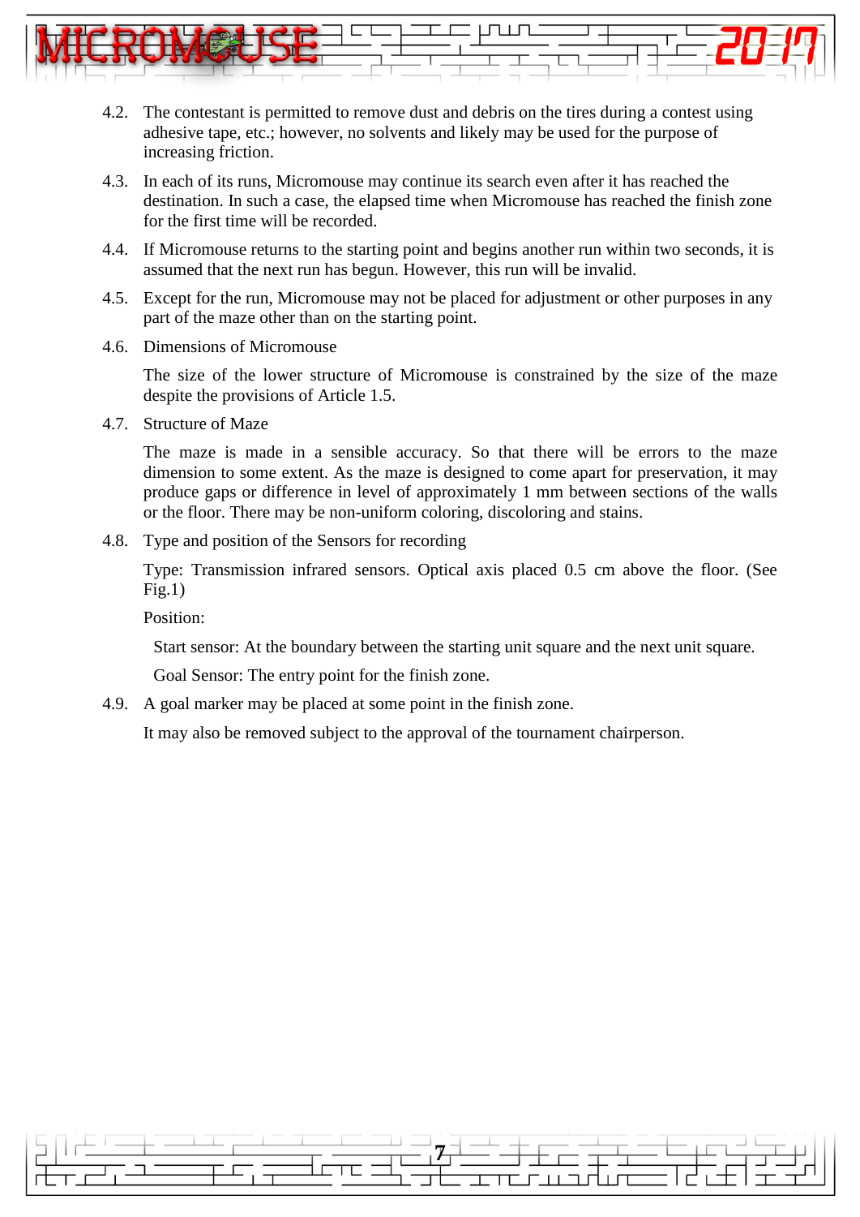4.2. The contestant is permitted to remove dust and debris on the tires during a contest using adhesive tape, etc.; however, no solvents and likely may be used for the purpose of increasing friction.

4.3. In each of its runs, Micromouse may continue its search even after it has reached the destination. In such a case, the elapsed time when Micromouse has reached the finish zone for the first time will be recorded.

4.4. If Micromouse returns to the starting point and begins another run within two seconds, it is assumed that the next run has begun. However, this run will be invalid.

4.5. Except for the run, Micromouse may not be placed for adjustment or other purposes in any part of the maze other than on the starting point.

4.6. Dimensions of Micromouse

The size of the lower structure of Micromouse is constrained by the size of the maze despite the provisions of Article 1.5.

4.7. Structure of Maze

The maze is made in a sensible accuracy. So that there will be errors to the maze dimension to some extent. As the maze is designed to come apart for preservation, it may produce gaps or difference in level of approximately 1 mm between sections of the walls or the floor. There may be non-uniform coloring, discoloring and stains.

4.8. Type and position of the Sensors for recording

Type: Transmission infrared sensors. Optical axis placed 0.5 cm above the floor. (See Fig.1)

Position:

Start sensor: At the boundary between the starting unit square and the next unit square.

Goal Sensor: The entry point for the finish zone.

4.9. A goal marker may be placed at some point in the finish zone.

It may also be removed subject to the approval of the tournament chairperson.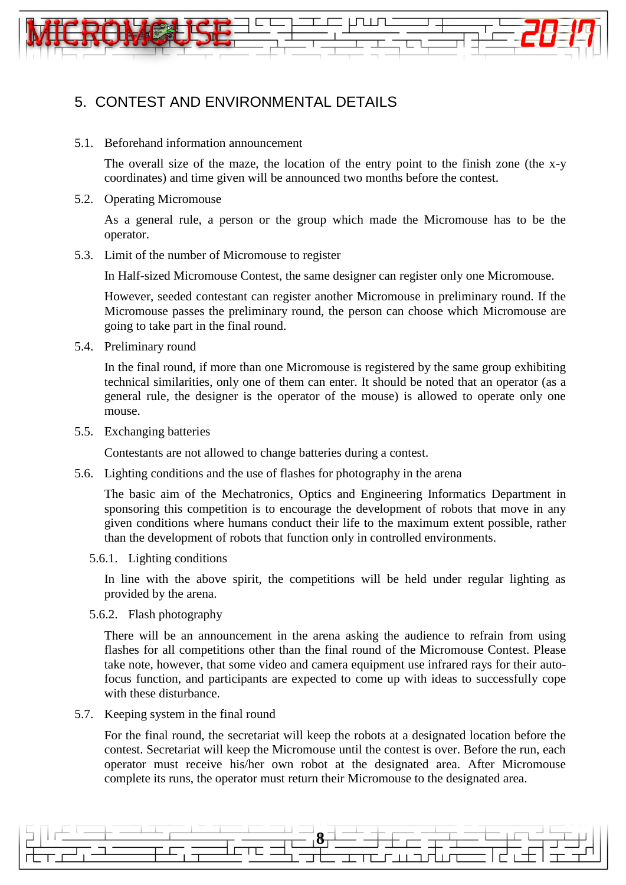# 5. CONTEST AND ENVIRONMENTAL DETAILS

## 5.1. Beforehand information announcement

The overall size of the maze, the location of the entry point to the finish zone (the x-y coordinates) and time given will be announced two months before the contest.

## 5.2. Operating Micromouse

As a general rule, a person or the group which made the Micromouse has to be the operator.

## 5.3. Limit of the number of Micromouse to register

In Half-sized Micromouse Contest, the same designer can register only one Micromouse.

However, seeded contestant can register another Micromouse in preliminary round. If the Micromouse passes the preliminary round, the person can choose which Micromouse are going to take part in the final round.

## 5.4. Preliminary round

In the final round, if more than one Micromouse is registered by the same group exhibiting technical similarities, only one of them can enter. It should be noted that an operator (as a general rule, the designer is the operator of the mouse) is allowed to operate only one mouse.

## 5.5. Exchanging batteries

Contestants are not allowed to change batteries during a contest.

## 5.6. Lighting conditions and the use of flashes for photography in the arena

The basic aim of the Mechatronics, Optics and Engineering Informatics Department in sponsoring this competition is to encourage the development of robots that move in any given conditions where humans conduct their life to the maximum extent possible, rather than the development of robots that function only in controlled environments.

### 5.6.1. Lighting conditions

In line with the above spirit, the competitions will be held under regular lighting as provided by the arena.

### 5.6.2. Flash photography

There will be an announcement in the arena asking the audience to refrain from using flashes for all competitions other than the final round of the Micromouse Contest. Please take note, however, that some video and camera equipment use infrared rays for their auto-focus function, and participants are expected to come up with ideas to successfully cope with these disturbance.

## 5.7. Keeping system in the final round

For the final round, the secretariat will keep the robots at a designated location before the contest. Secretariat will keep the Micromouse until the contest is over. Before the run, each operator must receive his/her own robot at the designated area. After Micromouse complete its runs, the operator must return their Micromouse to the designated area.